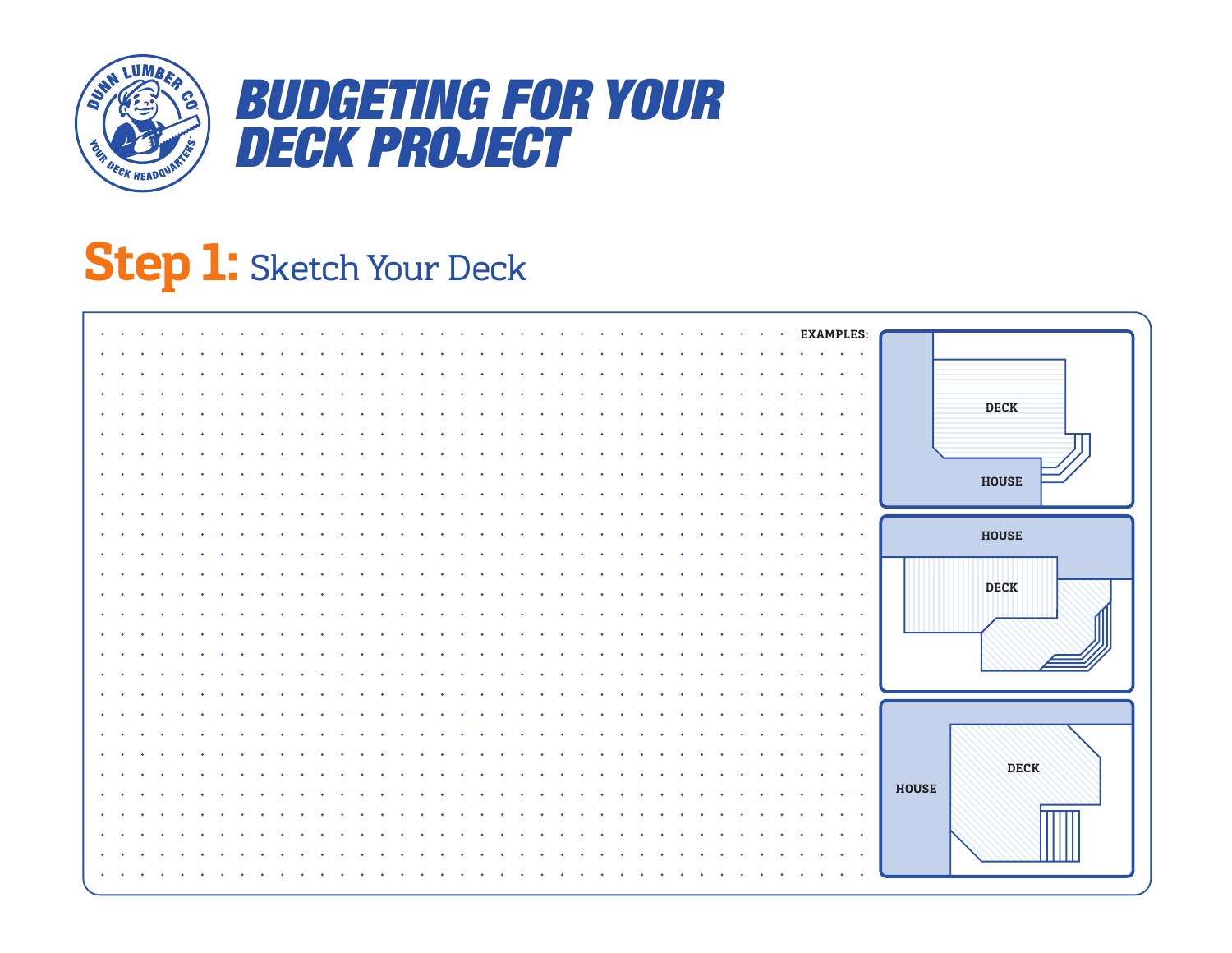# BUDGETING FOR YOUR DECK PROJECT

## Step 1: Sketch Your Deck

EXAMPLES:

DECK

HOUSE

HOUSE

DECK

DECK

HOUSE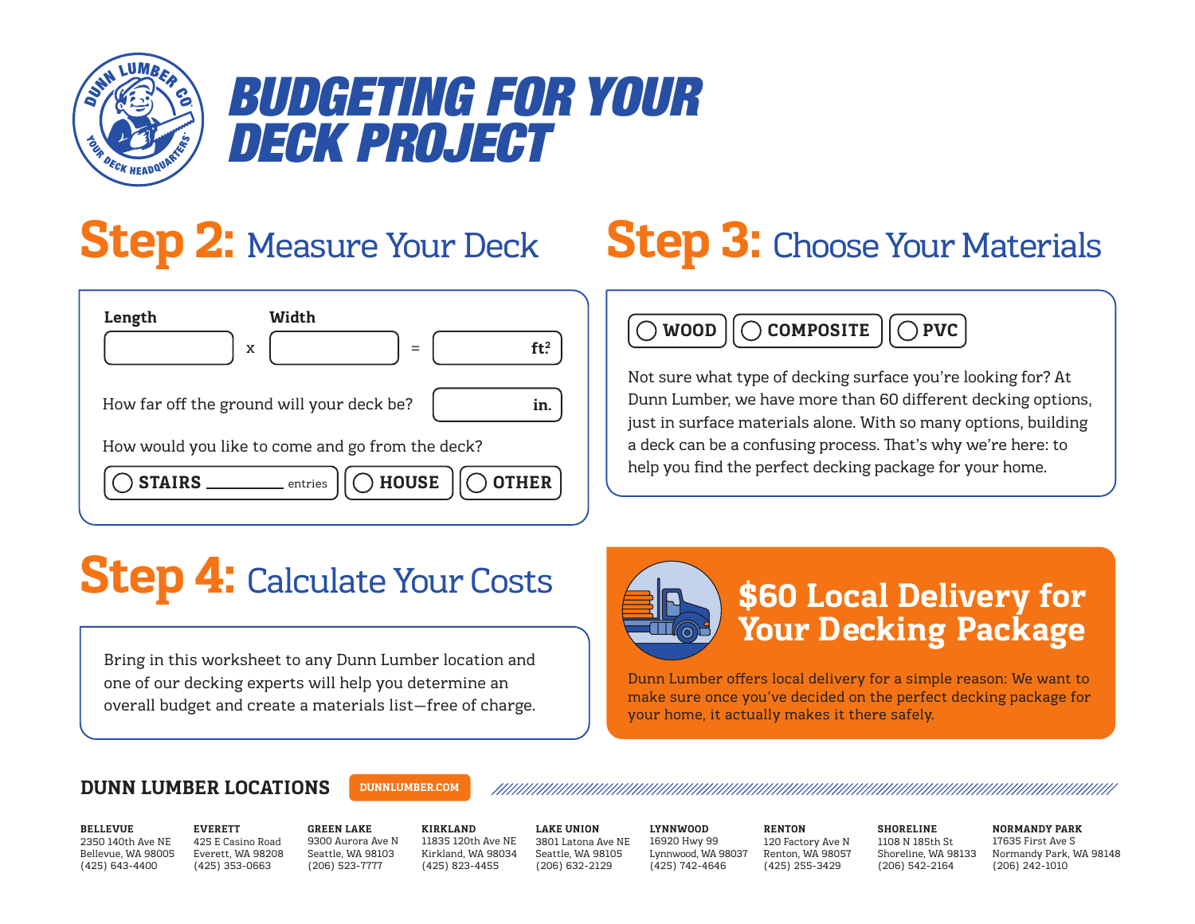# BUDGETING FOR YOUR DECK PROJECT

## Step 2: Measure Your Deck

**Length** ______ x **Width** ______ = ______ $ft^2$

How far off the ground will your deck be? ______ in.

How would you like to come and go from the deck?

- ◯ **STAIRS** ________ entries
- ◯ **HOUSE**
- ◯ **OTHER**

## Step 3: Choose Your Materials

- ◯ **WOOD**
- ◯ **COMPOSITE**
- ◯ **PVC**

Not sure what type of decking surface you're looking for? At Dunn Lumber, we have more than 60 different decking options, just in surface materials alone. With so many options, building a deck can be a confusing process. That's why we're here: to help you find the perfect decking package for your home.

## Step 4: Calculate Your Costs

Bring in this worksheet to any Dunn Lumber location and one of our decking experts will help you determine an overall budget and create a materials list—free of charge.

## $60 Local Delivery for Your Decking Package

Dunn Lumber offers local delivery for a simple reason: We want to make sure once you've decided on the perfect decking package for your home, it actually makes it there safely.

## DUNN LUMBER LOCATIONS

DUNNLUMBER.COM

**BELLEVUE**
2350 140th Ave NE
Bellevue, WA 98005
(425) 643-4400

**EVERETT**
425 E Casino Road
Everett, WA 98208
(425) 353-0663

**GREEN LAKE**
9300 Aurora Ave N
Seattle, WA 98103
(206) 523-7777

**KIRKLAND**
11835 120th Ave NE
Kirkland, WA 98034
(425) 823-4455

**LAKE UNION**
3801 Latona Ave NE
Seattle, WA 98105
(206) 632-2129

**LYNNWOOD**
16920 Hwy 99
Lynnwood, WA 98037
(425) 742-4646

**RENTON**
120 Factory Ave N
Renton, WA 98057
(425) 255-3429

**SHORELINE**
1108 N 185th St
Shoreline, WA 98133
(206) 542-2164

**NORMANDY PARK**
17635 First Ave S
Normandy Park, WA 98148
(206) 242-1010